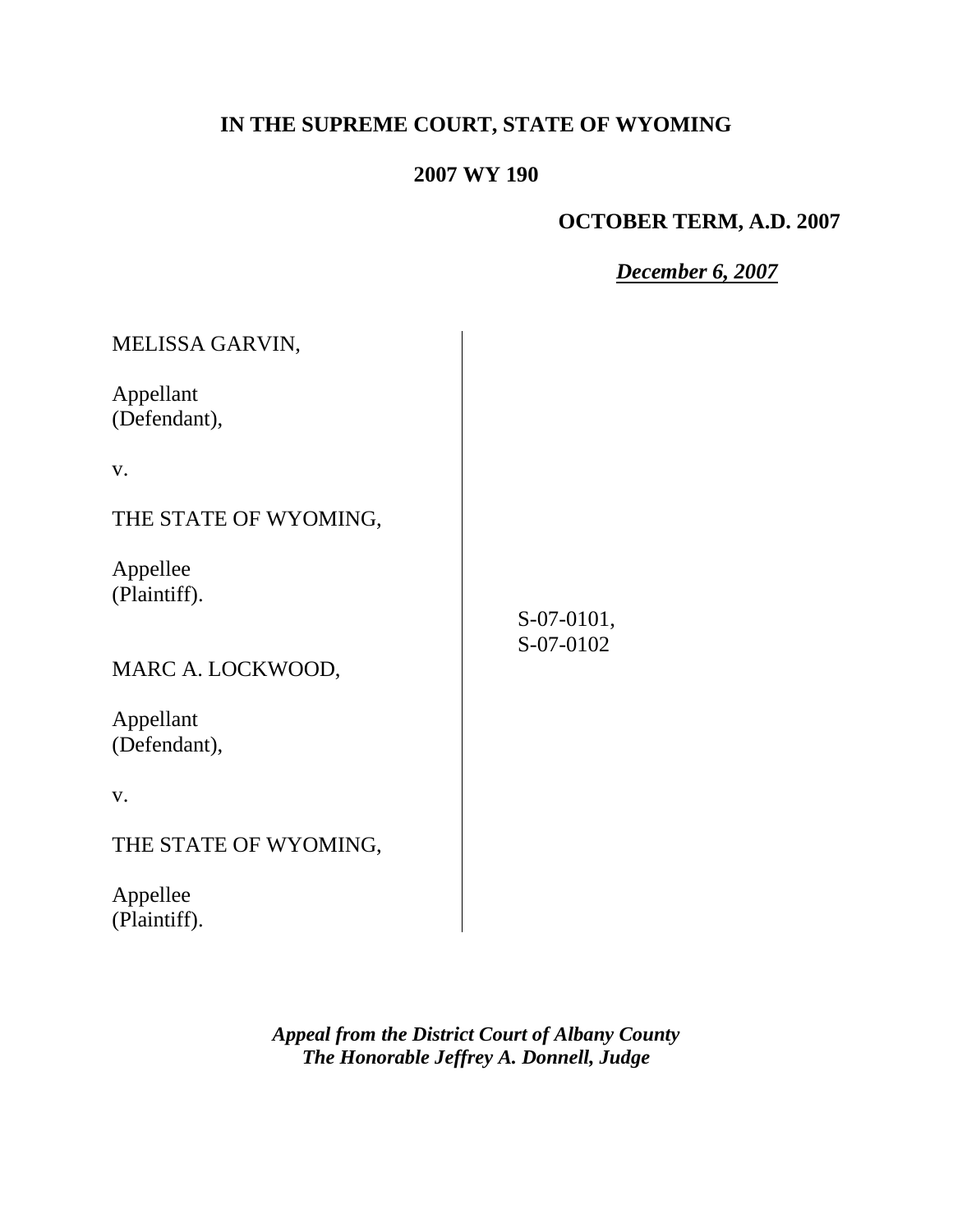**IN THE SUPREME COURT, STATE OF WYOMING**

**2007 WY 190**

**OCTOBER TERM, A.D. 2007**

***December 6, 2007***

| | |
|---|---|
| MELISSA GARVIN,<br><br>Appellant<br>(Defendant),<br><br>v.<br><br>THE STATE OF WYOMING,<br><br>Appellee<br>(Plaintiff).<br><br><br>MARC A. LOCKWOOD,<br><br>Appellant<br>(Defendant),<br><br>v.<br><br>THE STATE OF WYOMING,<br><br>Appellee<br>(Plaintiff). | S-07-0101,<br>S-07-0102 |

***Appeal from the District Court of Albany County***
***The Honorable Jeffrey A. Donnell, Judge***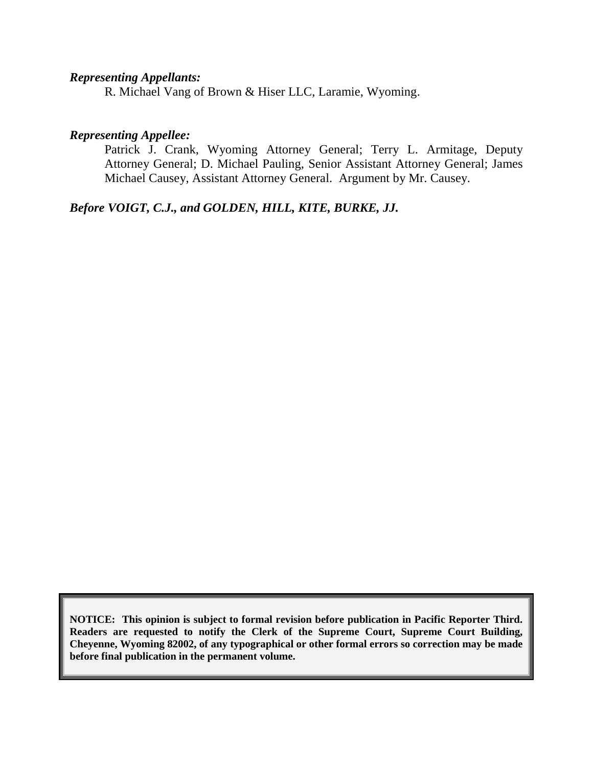***Representing Appellants:***

R. Michael Vang of Brown & Hiser LLC, Laramie, Wyoming.

***Representing Appellee:***

Patrick J. Crank, Wyoming Attorney General; Terry L. Armitage, Deputy Attorney General; D. Michael Pauling, Senior Assistant Attorney General; James Michael Causey, Assistant Attorney General. Argument by Mr. Causey.

***Before VOIGT, C.J., and GOLDEN, HILL, KITE, BURKE, JJ.***

**NOTICE: This opinion is subject to formal revision before publication in Pacific Reporter Third. Readers are requested to notify the Clerk of the Supreme Court, Supreme Court Building, Cheyenne, Wyoming 82002, of any typographical or other formal errors so correction may be made before final publication in the permanent volume.**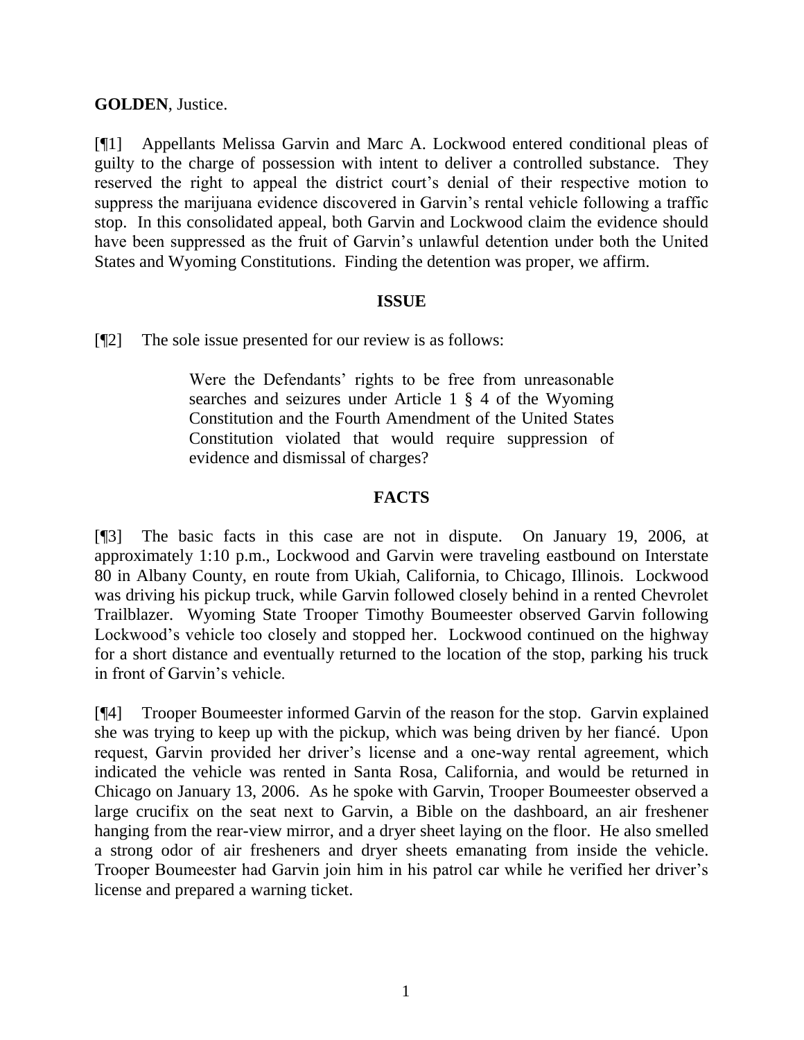**GOLDEN**, Justice.

[¶1] Appellants Melissa Garvin and Marc A. Lockwood entered conditional pleas of guilty to the charge of possession with intent to deliver a controlled substance. They reserved the right to appeal the district court's denial of their respective motion to suppress the marijuana evidence discovered in Garvin's rental vehicle following a traffic stop. In this consolidated appeal, both Garvin and Lockwood claim the evidence should have been suppressed as the fruit of Garvin's unlawful detention under both the United States and Wyoming Constitutions. Finding the detention was proper, we affirm.

## ISSUE

[¶2] The sole issue presented for our review is as follows:

> Were the Defendants' rights to be free from unreasonable searches and seizures under Article 1 § 4 of the Wyoming Constitution and the Fourth Amendment of the United States Constitution violated that would require suppression of evidence and dismissal of charges?

## FACTS

[¶3] The basic facts in this case are not in dispute. On January 19, 2006, at approximately 1:10 p.m., Lockwood and Garvin were traveling eastbound on Interstate 80 in Albany County, en route from Ukiah, California, to Chicago, Illinois. Lockwood was driving his pickup truck, while Garvin followed closely behind in a rented Chevrolet Trailblazer. Wyoming State Trooper Timothy Boumeester observed Garvin following Lockwood's vehicle too closely and stopped her. Lockwood continued on the highway for a short distance and eventually returned to the location of the stop, parking his truck in front of Garvin's vehicle.

[¶4] Trooper Boumeester informed Garvin of the reason for the stop. Garvin explained she was trying to keep up with the pickup, which was being driven by her fiancé. Upon request, Garvin provided her driver's license and a one-way rental agreement, which indicated the vehicle was rented in Santa Rosa, California, and would be returned in Chicago on January 13, 2006. As he spoke with Garvin, Trooper Boumeester observed a large crucifix on the seat next to Garvin, a Bible on the dashboard, an air freshener hanging from the rear-view mirror, and a dryer sheet laying on the floor. He also smelled a strong odor of air fresheners and dryer sheets emanating from inside the vehicle. Trooper Boumeester had Garvin join him in his patrol car while he verified her driver's license and prepared a warning ticket.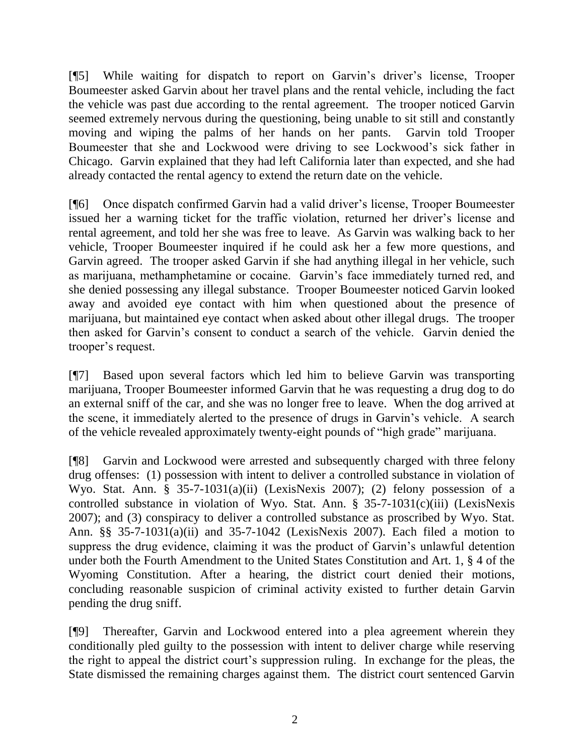[¶5] While waiting for dispatch to report on Garvin's driver's license, Trooper Boumeester asked Garvin about her travel plans and the rental vehicle, including the fact the vehicle was past due according to the rental agreement. The trooper noticed Garvin seemed extremely nervous during the questioning, being unable to sit still and constantly moving and wiping the palms of her hands on her pants. Garvin told Trooper Boumeester that she and Lockwood were driving to see Lockwood's sick father in Chicago. Garvin explained that they had left California later than expected, and she had already contacted the rental agency to extend the return date on the vehicle.

[¶6] Once dispatch confirmed Garvin had a valid driver's license, Trooper Boumeester issued her a warning ticket for the traffic violation, returned her driver's license and rental agreement, and told her she was free to leave. As Garvin was walking back to her vehicle, Trooper Boumeester inquired if he could ask her a few more questions, and Garvin agreed. The trooper asked Garvin if she had anything illegal in her vehicle, such as marijuana, methamphetamine or cocaine. Garvin's face immediately turned red, and she denied possessing any illegal substance. Trooper Boumeester noticed Garvin looked away and avoided eye contact with him when questioned about the presence of marijuana, but maintained eye contact when asked about other illegal drugs. The trooper then asked for Garvin's consent to conduct a search of the vehicle. Garvin denied the trooper's request.

[¶7] Based upon several factors which led him to believe Garvin was transporting marijuana, Trooper Boumeester informed Garvin that he was requesting a drug dog to do an external sniff of the car, and she was no longer free to leave. When the dog arrived at the scene, it immediately alerted to the presence of drugs in Garvin's vehicle. A search of the vehicle revealed approximately twenty-eight pounds of "high grade" marijuana.

[¶8] Garvin and Lockwood were arrested and subsequently charged with three felony drug offenses: (1) possession with intent to deliver a controlled substance in violation of Wyo. Stat. Ann. § 35-7-1031(a)(ii) (LexisNexis 2007); (2) felony possession of a controlled substance in violation of Wyo. Stat. Ann. § 35-7-1031(c)(iii) (LexisNexis 2007); and (3) conspiracy to deliver a controlled substance as proscribed by Wyo. Stat. Ann. §§ 35-7-1031(a)(ii) and 35-7-1042 (LexisNexis 2007). Each filed a motion to suppress the drug evidence, claiming it was the product of Garvin's unlawful detention under both the Fourth Amendment to the United States Constitution and Art. 1, § 4 of the Wyoming Constitution. After a hearing, the district court denied their motions, concluding reasonable suspicion of criminal activity existed to further detain Garvin pending the drug sniff.

[¶9] Thereafter, Garvin and Lockwood entered into a plea agreement wherein they conditionally pled guilty to the possession with intent to deliver charge while reserving the right to appeal the district court's suppression ruling. In exchange for the pleas, the State dismissed the remaining charges against them. The district court sentenced Garvin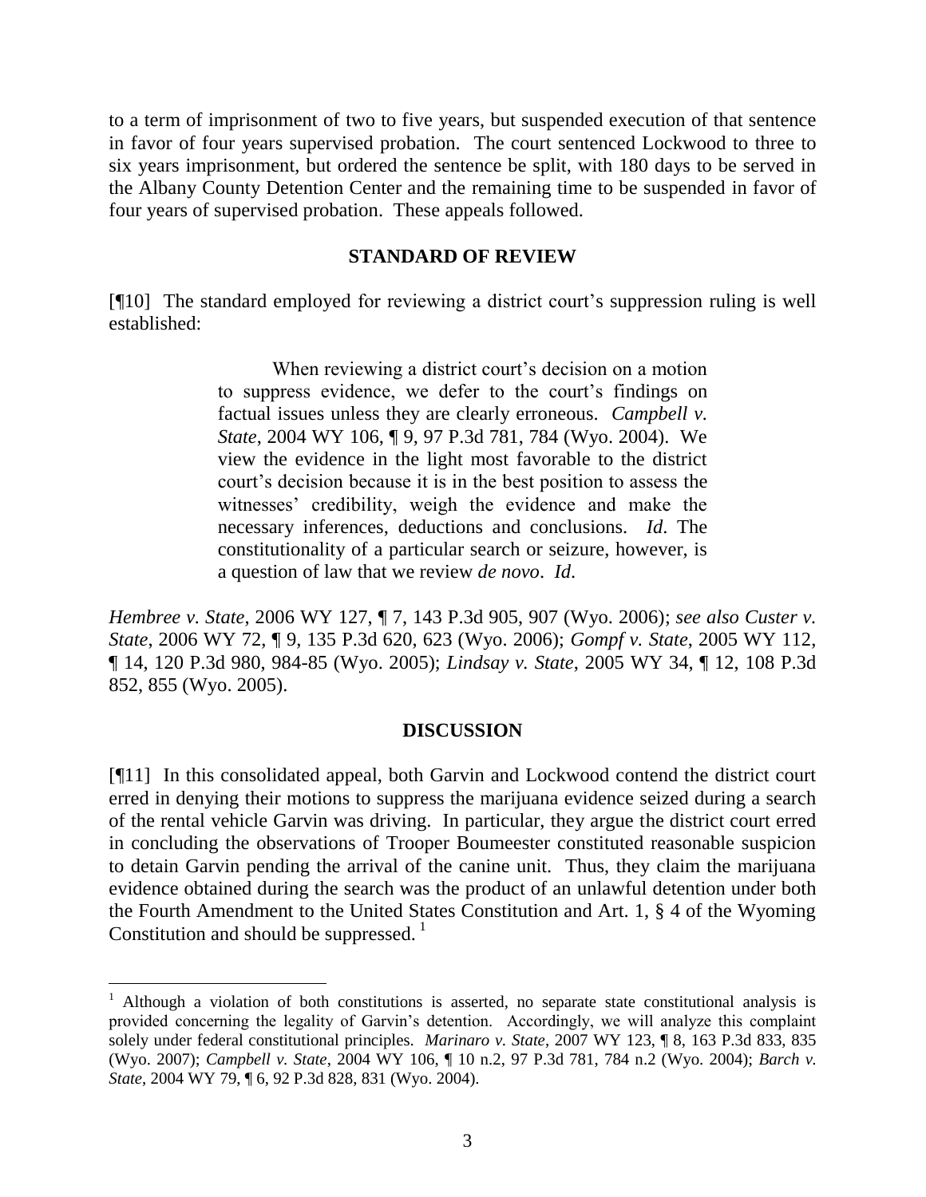to a term of imprisonment of two to five years, but suspended execution of that sentence in favor of four years supervised probation. The court sentenced Lockwood to three to six years imprisonment, but ordered the sentence be split, with 180 days to be served in the Albany County Detention Center and the remaining time to be suspended in favor of four years of supervised probation. These appeals followed.

## STANDARD OF REVIEW

[¶10] The standard employed for reviewing a district court's suppression ruling is well established:

> When reviewing a district court's decision on a motion to suppress evidence, we defer to the court's findings on factual issues unless they are clearly erroneous. *Campbell v. State*, 2004 WY 106, ¶ 9, 97 P.3d 781, 784 (Wyo. 2004). We view the evidence in the light most favorable to the district court's decision because it is in the best position to assess the witnesses' credibility, weigh the evidence and make the necessary inferences, deductions and conclusions. *Id*. The constitutionality of a particular search or seizure, however, is a question of law that we review *de novo*. *Id*.

*Hembree v. State*, 2006 WY 127, ¶ 7, 143 P.3d 905, 907 (Wyo. 2006); *see also Custer v. State*, 2006 WY 72, ¶ 9, 135 P.3d 620, 623 (Wyo. 2006); *Gompf v. State*, 2005 WY 112, ¶ 14, 120 P.3d 980, 984-85 (Wyo. 2005); *Lindsay v. State*, 2005 WY 34, ¶ 12, 108 P.3d 852, 855 (Wyo. 2005).

## DISCUSSION

[¶11] In this consolidated appeal, both Garvin and Lockwood contend the district court erred in denying their motions to suppress the marijuana evidence seized during a search of the rental vehicle Garvin was driving. In particular, they argue the district court erred in concluding the observations of Trooper Boumeester constituted reasonable suspicion to detain Garvin pending the arrival of the canine unit. Thus, they claim the marijuana evidence obtained during the search was the product of an unlawful detention under both the Fourth Amendment to the United States Constitution and Art. 1, § 4 of the Wyoming Constitution and should be suppressed. [1]

[1] Although a violation of both constitutions is asserted, no separate state constitutional analysis is provided concerning the legality of Garvin's detention. Accordingly, we will analyze this complaint solely under federal constitutional principles. *Marinaro v. State*, 2007 WY 123, ¶ 8, 163 P.3d 833, 835 (Wyo. 2007); *Campbell v. State*, 2004 WY 106, ¶ 10 n.2, 97 P.3d 781, 784 n.2 (Wyo. 2004); *Barch v. State*, 2004 WY 79, ¶ 6, 92 P.3d 828, 831 (Wyo. 2004).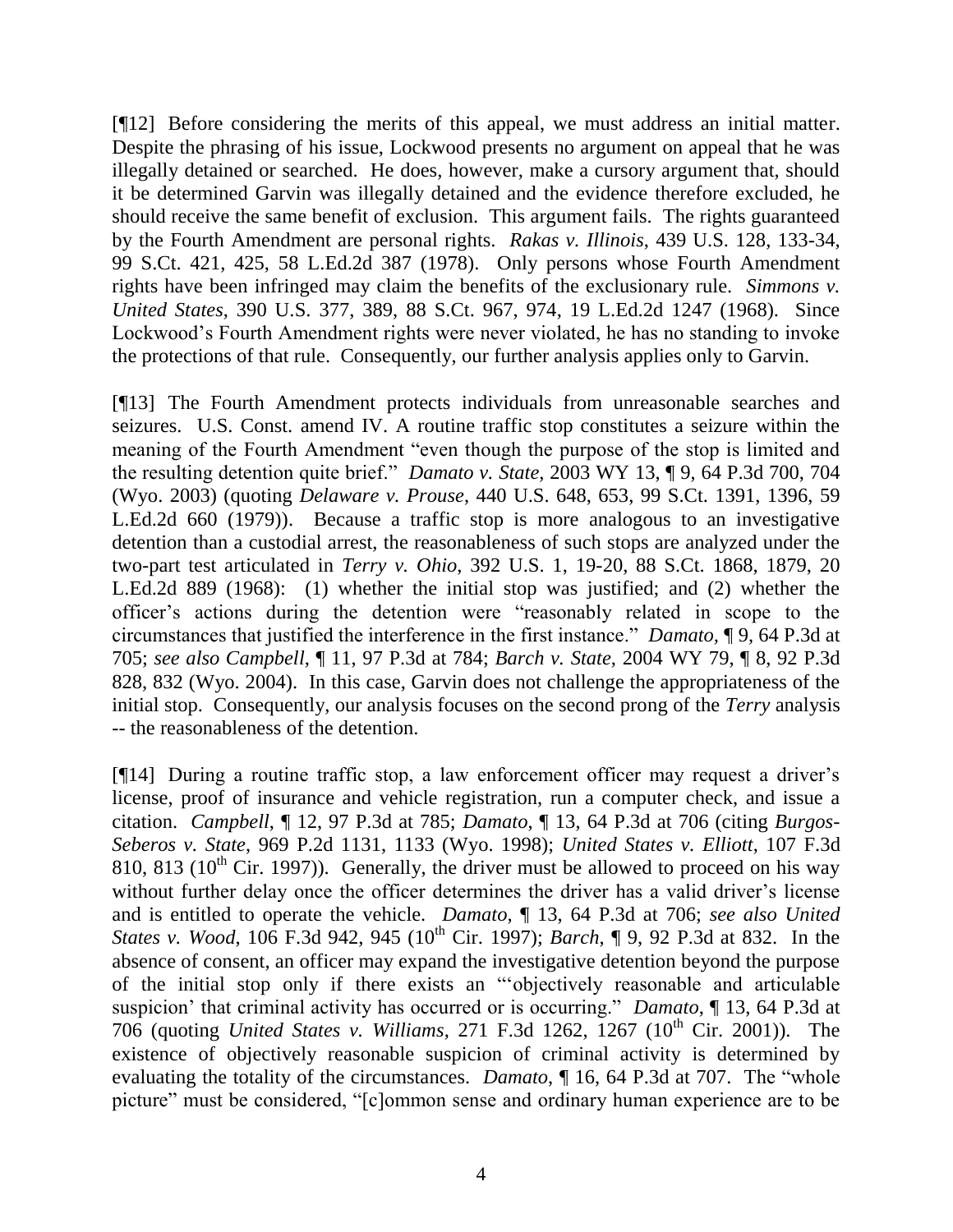[¶12] Before considering the merits of this appeal, we must address an initial matter. Despite the phrasing of his issue, Lockwood presents no argument on appeal that he was illegally detained or searched. He does, however, make a cursory argument that, should it be determined Garvin was illegally detained and the evidence therefore excluded, he should receive the same benefit of exclusion. This argument fails. The rights guaranteed by the Fourth Amendment are personal rights. *Rakas v. Illinois*, 439 U.S. 128, 133-34, 99 S.Ct. 421, 425, 58 L.Ed.2d 387 (1978). Only persons whose Fourth Amendment rights have been infringed may claim the benefits of the exclusionary rule. *Simmons v. United States*, 390 U.S. 377, 389, 88 S.Ct. 967, 974, 19 L.Ed.2d 1247 (1968). Since Lockwood's Fourth Amendment rights were never violated, he has no standing to invoke the protections of that rule. Consequently, our further analysis applies only to Garvin.

[¶13] The Fourth Amendment protects individuals from unreasonable searches and seizures. U.S. Const. amend IV. A routine traffic stop constitutes a seizure within the meaning of the Fourth Amendment "even though the purpose of the stop is limited and the resulting detention quite brief." *Damato v. State*, 2003 WY 13, ¶ 9, 64 P.3d 700, 704 (Wyo. 2003) (quoting *Delaware v. Prouse*, 440 U.S. 648, 653, 99 S.Ct. 1391, 1396, 59 L.Ed.2d 660 (1979)). Because a traffic stop is more analogous to an investigative detention than a custodial arrest, the reasonableness of such stops are analyzed under the two-part test articulated in *Terry v. Ohio*, 392 U.S. 1, 19-20, 88 S.Ct. 1868, 1879, 20 L.Ed.2d 889 (1968): (1) whether the initial stop was justified; and (2) whether the officer's actions during the detention were "reasonably related in scope to the circumstances that justified the interference in the first instance." *Damato*, ¶ 9, 64 P.3d at 705; *see also Campbell*, ¶ 11, 97 P.3d at 784; *Barch v. State*, 2004 WY 79, ¶ 8, 92 P.3d 828, 832 (Wyo. 2004). In this case, Garvin does not challenge the appropriateness of the initial stop. Consequently, our analysis focuses on the second prong of the *Terry* analysis -- the reasonableness of the detention.

[¶14] During a routine traffic stop, a law enforcement officer may request a driver's license, proof of insurance and vehicle registration, run a computer check, and issue a citation. *Campbell*, ¶ 12, 97 P.3d at 785; *Damato*, ¶ 13, 64 P.3d at 706 (citing *Burgos-Seberos v. State*, 969 P.2d 1131, 1133 (Wyo. 1998); *United States v. Elliott*, 107 F.3d 810, 813 (10th Cir. 1997)). Generally, the driver must be allowed to proceed on his way without further delay once the officer determines the driver has a valid driver's license and is entitled to operate the vehicle. *Damato*, ¶ 13, 64 P.3d at 706; *see also United States v. Wood*, 106 F.3d 942, 945 (10th Cir. 1997); *Barch*, ¶ 9, 92 P.3d at 832. In the absence of consent, an officer may expand the investigative detention beyond the purpose of the initial stop only if there exists an "'objectively reasonable and articulable suspicion' that criminal activity has occurred or is occurring." *Damato*, ¶ 13, 64 P.3d at 706 (quoting *United States v. Williams*, 271 F.3d 1262, 1267 (10th Cir. 2001)). The existence of objectively reasonable suspicion of criminal activity is determined by evaluating the totality of the circumstances. *Damato*, ¶ 16, 64 P.3d at 707. The "whole picture" must be considered, "[c]ommon sense and ordinary human experience are to be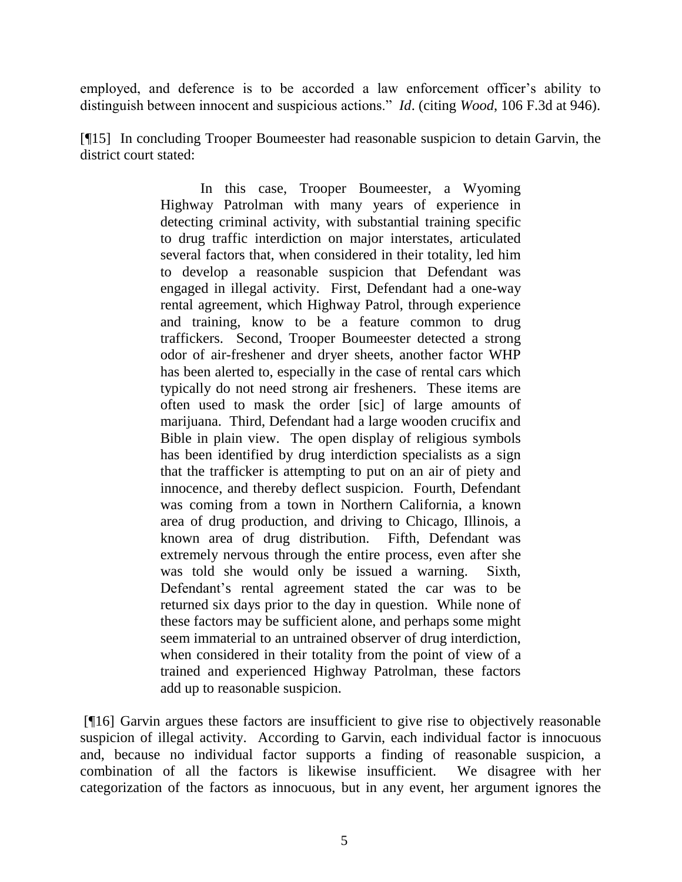employed, and deference is to be accorded a law enforcement officer's ability to distinguish between innocent and suspicious actions." *Id*. (citing *Wood*, 106 F.3d at 946).

[¶15] In concluding Trooper Boumeester had reasonable suspicion to detain Garvin, the district court stated:

> In this case, Trooper Boumeester, a Wyoming Highway Patrolman with many years of experience in detecting criminal activity, with substantial training specific to drug traffic interdiction on major interstates, articulated several factors that, when considered in their totality, led him to develop a reasonable suspicion that Defendant was engaged in illegal activity. First, Defendant had a one-way rental agreement, which Highway Patrol, through experience and training, know to be a feature common to drug traffickers. Second, Trooper Boumeester detected a strong odor of air-freshener and dryer sheets, another factor WHP has been alerted to, especially in the case of rental cars which typically do not need strong air fresheners. These items are often used to mask the order [sic] of large amounts of marijuana. Third, Defendant had a large wooden crucifix and Bible in plain view. The open display of religious symbols has been identified by drug interdiction specialists as a sign that the trafficker is attempting to put on an air of piety and innocence, and thereby deflect suspicion. Fourth, Defendant was coming from a town in Northern California, a known area of drug production, and driving to Chicago, Illinois, a known area of drug distribution. Fifth, Defendant was extremely nervous through the entire process, even after she was told she would only be issued a warning. Sixth, Defendant's rental agreement stated the car was to be returned six days prior to the day in question. While none of these factors may be sufficient alone, and perhaps some might seem immaterial to an untrained observer of drug interdiction, when considered in their totality from the point of view of a trained and experienced Highway Patrolman, these factors add up to reasonable suspicion.

[¶16] Garvin argues these factors are insufficient to give rise to objectively reasonable suspicion of illegal activity. According to Garvin, each individual factor is innocuous and, because no individual factor supports a finding of reasonable suspicion, a combination of all the factors is likewise insufficient. We disagree with her categorization of the factors as innocuous, but in any event, her argument ignores the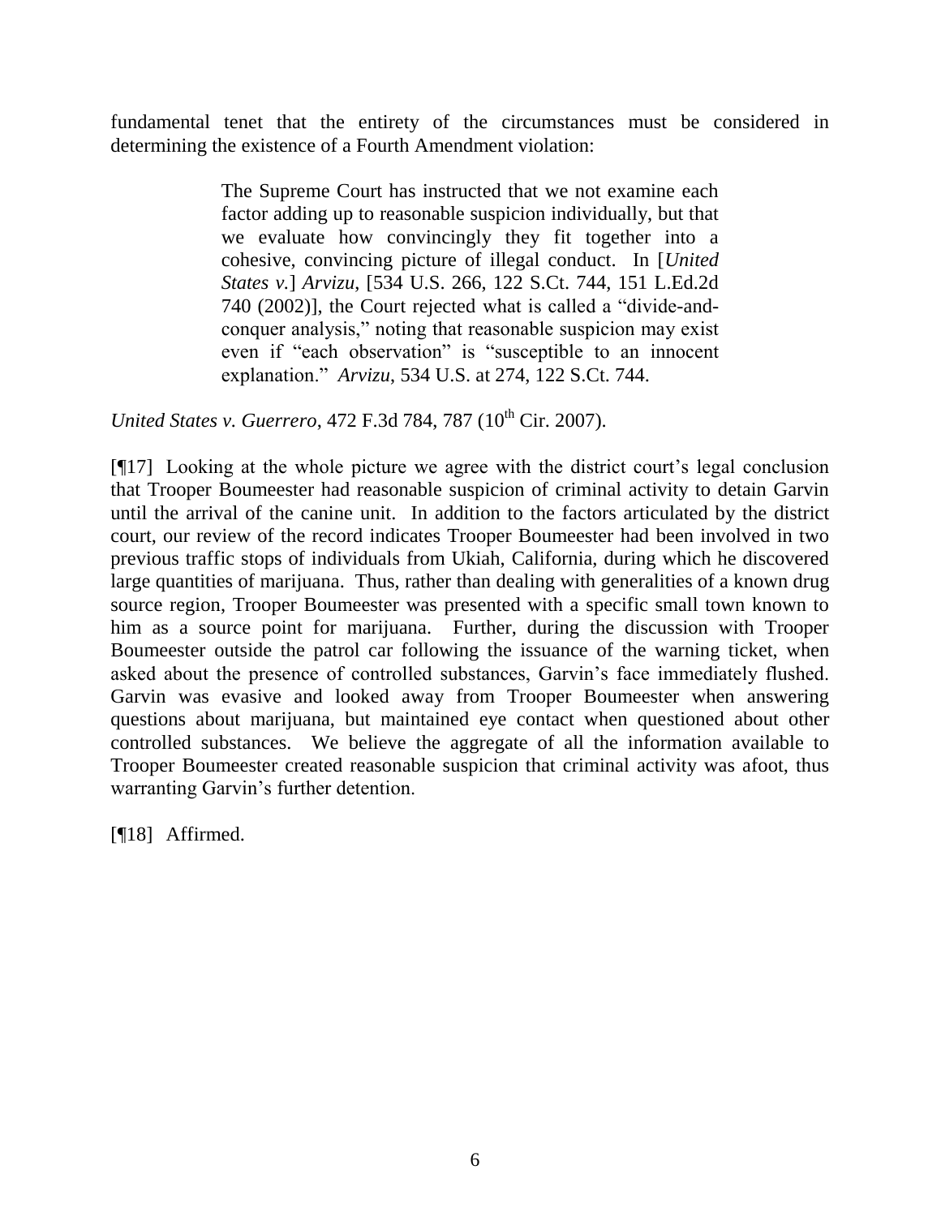fundamental tenet that the entirety of the circumstances must be considered in determining the existence of a Fourth Amendment violation:

> The Supreme Court has instructed that we not examine each factor adding up to reasonable suspicion individually, but that we evaluate how convincingly they fit together into a cohesive, convincing picture of illegal conduct. In [*United States v.*] *Arvizu*, [534 U.S. 266, 122 S.Ct. 744, 151 L.Ed.2d 740 (2002)], the Court rejected what is called a "divide-and-conquer analysis," noting that reasonable suspicion may exist even if "each observation" is "susceptible to an innocent explanation." *Arvizu*, 534 U.S. at 274, 122 S.Ct. 744.

*United States v. Guerrero*, 472 F.3d 784, 787 (10th Cir. 2007).

[¶17] Looking at the whole picture we agree with the district court's legal conclusion that Trooper Boumeester had reasonable suspicion of criminal activity to detain Garvin until the arrival of the canine unit. In addition to the factors articulated by the district court, our review of the record indicates Trooper Boumeester had been involved in two previous traffic stops of individuals from Ukiah, California, during which he discovered large quantities of marijuana. Thus, rather than dealing with generalities of a known drug source region, Trooper Boumeester was presented with a specific small town known to him as a source point for marijuana. Further, during the discussion with Trooper Boumeester outside the patrol car following the issuance of the warning ticket, when asked about the presence of controlled substances, Garvin's face immediately flushed. Garvin was evasive and looked away from Trooper Boumeester when answering questions about marijuana, but maintained eye contact when questioned about other controlled substances. We believe the aggregate of all the information available to Trooper Boumeester created reasonable suspicion that criminal activity was afoot, thus warranting Garvin's further detention.

[¶18] Affirmed.